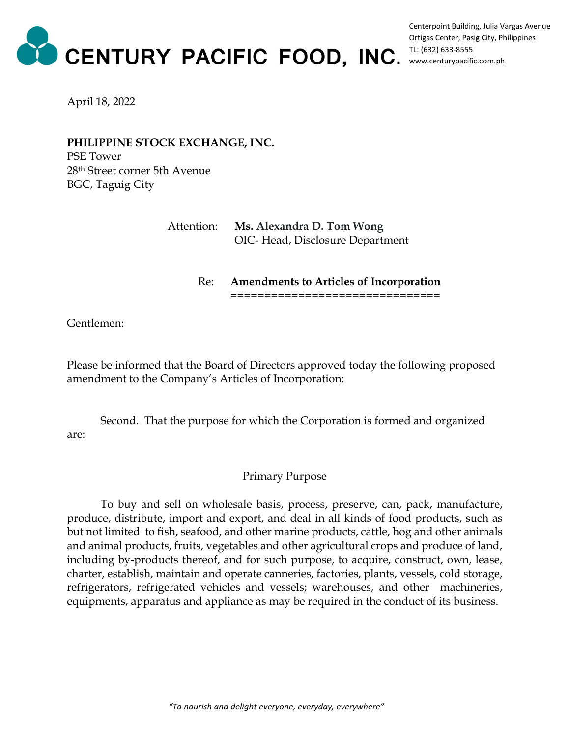# CENTURY PACIFIC FOOD, INC.

Centerpoint Building, Julia Vargas Avenue
Ortigas Center, Pasig City, Philippines
TL: (632) 633-8555
www.centurypacific.com.ph

April 18, 2022

**PHILIPPINE STOCK EXCHANGE, INC.**
PSE Tower
28th Street corner 5th Avenue
BGC, Taguig City

Attention: **Ms. Alexandra D. Tom Wong**
OIC- Head, Disclosure Department

Re: **Amendments to Articles of Incorporation**

Gentlemen:

Please be informed that the Board of Directors approved today the following proposed amendment to the Company's Articles of Incorporation:

Second. That the purpose for which the Corporation is formed and organized are:

Primary Purpose

To buy and sell on wholesale basis, process, preserve, can, pack, manufacture, produce, distribute, import and export, and deal in all kinds of food products, such as but not limited to fish, seafood, and other marine products, cattle, hog and other animals and animal products, fruits, vegetables and other agricultural crops and produce of land, including by-products thereof, and for such purpose, to acquire, construct, own, lease, charter, establish, maintain and operate canneries, factories, plants, vessels, cold storage, refrigerators, refrigerated vehicles and vessels; warehouses, and other machineries, equipments, apparatus and appliance as may be required in the conduct of its business.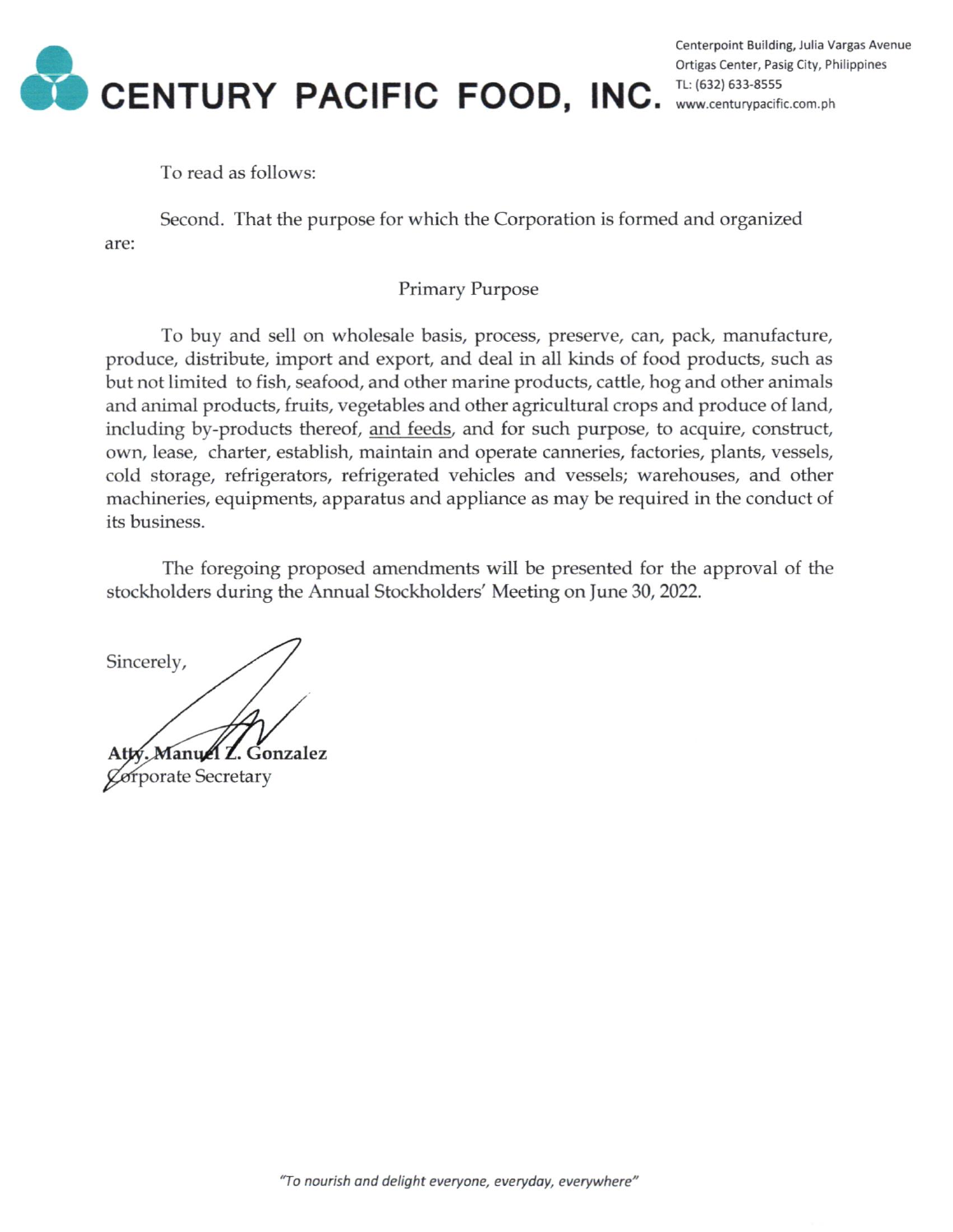To read as follows:

Second. That the purpose for which the Corporation is formed and organized are:

Primary Purpose

To buy and sell on wholesale basis, process, preserve, can, pack, manufacture, produce, distribute, import and export, and deal in all kinds of food products, such as but not limited to fish, seafood, and other marine products, cattle, hog and other animals and animal products, fruits, vegetables and other agricultural crops and produce of land, including by-products thereof, <u>and feeds</u>, and for such purpose, to acquire, construct, own, lease, charter, establish, maintain and operate canneries, factories, plants, vessels, cold storage, refrigerators, refrigerated vehicles and vessels; warehouses, and other machineries, equipments, apparatus and appliance as may be required in the conduct of its business.

The foregoing proposed amendments will be presented for the approval of the stockholders during the Annual Stockholders' Meeting on June 30, 2022.

Sincerely,

**Atty. Manuel Z. Gonzalez**
Corporate Secretary

*"To nourish and delight everyone, everyday, everywhere"*